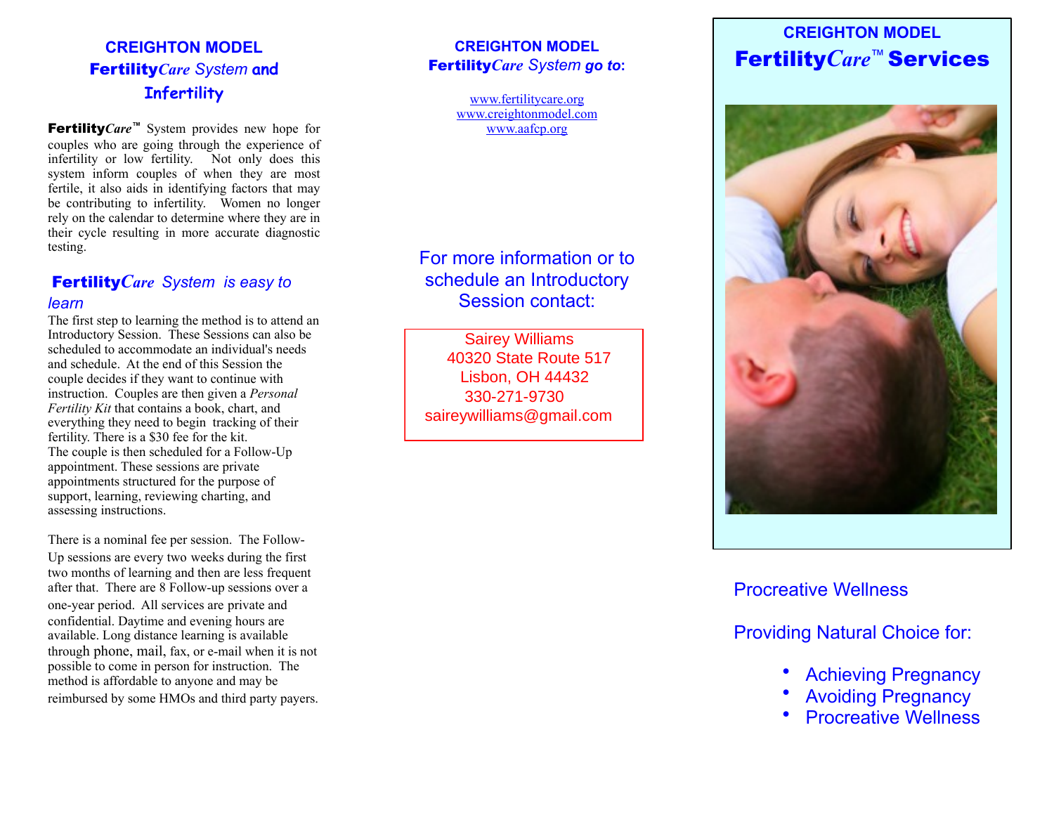## CREIGHTON MODEL FertilityCare System and Infertility

**Fertility*Care*™** System provides new hope for couples who are going through the experience of infertility or low fertility. Not only does this system inform couples of when they are most fertile, it also aids in identifying factors that may be contributing to infertility. Women no longer rely on the calendar to determine where they are in their cycle resulting in more accurate diagnostic testing.

### *Fertility Care System is easy to learn*

The first step to learning the method is to attend an Introductory Session. These Sessions can also be scheduled to accommodate an individual's needs and schedule. At the end of this Session the couple decides if they want to continue with instruction. Couples are then given a *Personal Fertility Kit* that contains a book, chart, and everything they need to begin tracking of their fertility. There is a $30 fee for the kit.
The couple is then scheduled for a Follow-Up appointment. These sessions are private appointments structured for the purpose of support, learning, reviewing charting, and assessing instructions.

There is a nominal fee per session. The Follow-Up sessions are every two weeks during the first two months of learning and then are less frequent after that. There are 8 Follow-up sessions over a one-year period. All services are private and confidential. Daytime and evening hours are available. Long distance learning is available through phone, mail, fax, or e-mail when it is not possible to come in person for instruction. The method is affordable to anyone and may be reimbursed by some HMOs and third party payers.

## CREIGHTON MODEL Fertility*Care* System *go to*:

www.fertilitycare.org
www.creightonmodel.com
www.aafcp.org

For more information or to schedule an Introductory Session contact:

Sairey Williams
40320 State Route 517
Lisbon, OH 44432
330-271-9730
saireywilliams@gmail.com

# CREIGHTON MODEL Fertility*Care*™ Services

Procreative Wellness

Providing Natural Choice for:

- Achieving Pregnancy
- Avoiding Pregnancy
- Procreative Wellness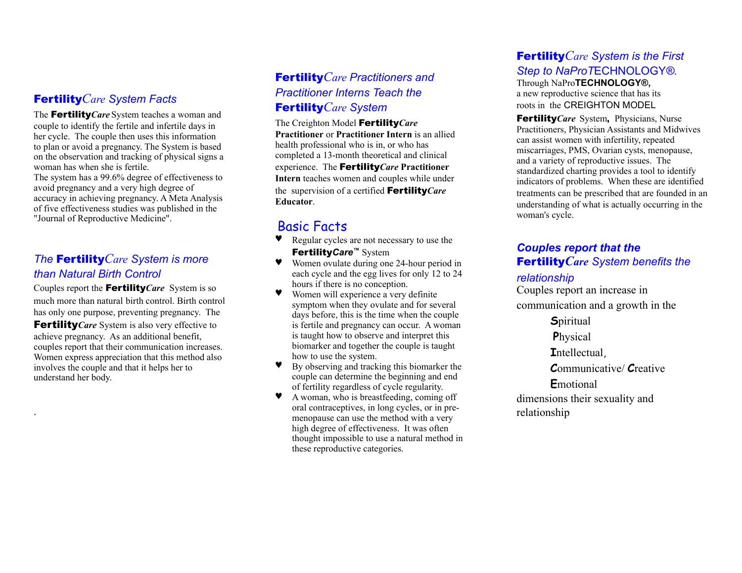## FertilityCare System Facts

The **FertilityCare** System teaches a woman and couple to identify the fertile and infertile days in her cycle. The couple then uses this information to plan or avoid a pregnancy. The System is based on the observation and tracking of physical signs a woman has when she is fertile.
The system has a 99.6% degree of effectiveness to avoid pregnancy and a very high degree of accuracy in achieving pregnancy. A Meta Analysis of five effectiveness studies was published in the "Journal of Reproductive Medicine".

## The FertilityCare System is more than Natural Birth Control

Couples report the **FertilityCare** System is so much more than natural birth control. Birth control has only one purpose, preventing pregnancy. The **FertilityCare** System is also very effective to achieve pregnancy. As an additional benefit, couples report that their communication increases. Women express appreciation that this method also involves the couple and that it helps her to understand her body.

.

## FertilityCare Practitioners and Practitioner Interns Teach the FertilityCare System

The Creighton Model **FertilityCare Practitioner** or **Practitioner Intern** is an allied health professional who is in, or who has completed a 13-month theoretical and clinical experience. The **FertilityCare Practitioner Intern** teaches women and couples while under the supervision of a certified **FertilityCare Educator**.

## Basic Facts

- ♥ Regular cycles are not necessary to use the **FertilityCare™** System
- ♥ Women ovulate during one 24-hour period in each cycle and the egg lives for only 12 to 24 hours if there is no conception.
- ♥ Women will experience a very definite symptom when they ovulate and for several days before, this is the time when the couple is fertile and pregnancy can occur. A woman is taught how to observe and interpret this biomarker and together the couple is taught how to use the system.
- ♥ By observing and tracking this biomarker the couple can determine the beginning and end of fertility regardless of cycle regularity.
- ♥ A woman, who is breastfeeding, coming off oral contraceptives, in long cycles, or in pre-menopause can use the method with a very high degree of effectiveness. It was often thought impossible to use a natural method in these reproductive categories.

## FertilityCare System is the First Step to NaProTECHNOLOGY®.

Through NaPro**TECHNOLOGY®,** a new reproductive science that has its roots in the CREIGHTON MODEL

**FertilityCare** System, Physicians, Nurse Practitioners, Physician Assistants and Midwives can assist women with infertility, repeated miscarriages, PMS, Ovarian cysts, menopause, and a variety of reproductive issues. The standardized charting provides a tool to identify indicators of problems. When these are identified treatments can be prescribed that are founded in an understanding of what is actually occurring in the woman's cycle.

## Couples report that the FertilityCare System benefits the relationship

Couples report an increase in communication and a growth in the

**S**piritual
**P**hysical
**I**ntellectual,
**C**ommunicative/ **C**reative
**E**motional

dimensions their sexuality and relationship